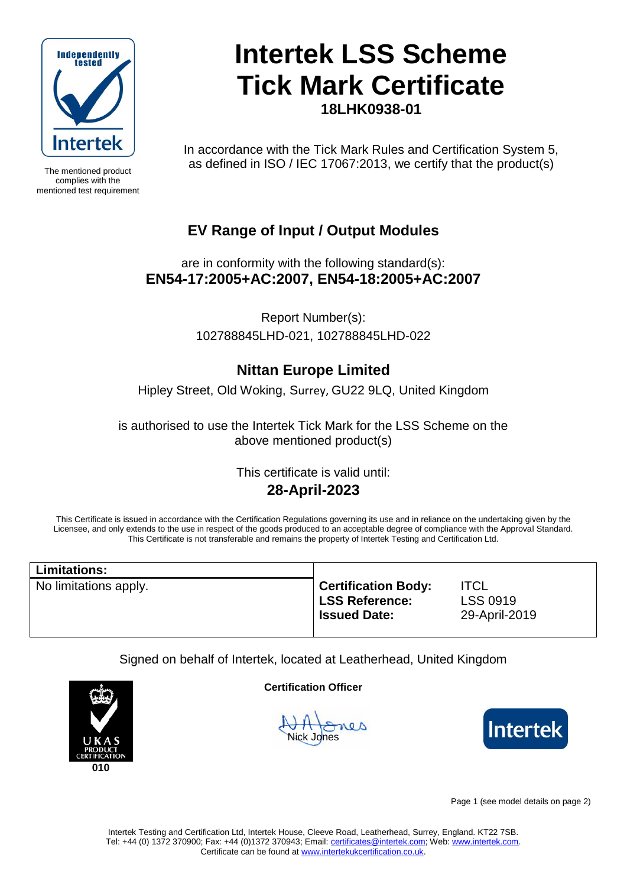Independently tested

Intertek

The mentioned product complies with the mentioned test requirement

# Intertek LSS Scheme Tick Mark Certificate

**18LHK0938-01**

In accordance with the Tick Mark Rules and Certification System 5, as defined in ISO / IEC 17067:2013, we certify that the product(s)

## EV Range of Input / Output Modules

are in conformity with the following standard(s):

**EN54-17:2005+AC:2007, EN54-18:2005+AC:2007**

Report Number(s):

102788845LHD-021, 102788845LHD-022

## Nittan Europe Limited

Hipley Street, Old Woking, Surrey, GU22 9LQ, United Kingdom

is authorised to use the Intertek Tick Mark for the LSS Scheme on the above mentioned product(s)

This certificate is valid until:

**28-April-2023**

This Certificate is issued in accordance with the Certification Regulations governing its use and in reliance on the undertaking given by the Licensee, and only extends to the use in respect of the goods produced to an acceptable degree of compliance with the Approval Standard. This Certificate is not transferable and remains the property of Intertek Testing and Certification Ltd.

| **Limitations:** | | |
|---|---|---|
| No limitations apply. | **Certification Body:**<br>**LSS Reference:**<br>**Issued Date:** | ITCL<br>LSS 0919<br>29-April-2019 |

Signed on behalf of Intertek, located at Leatherhead, United Kingdom

UKAS PRODUCT CERTIFICATION
010

**Certification Officer**

Nick Jones

Intertek

Page 1 (see model details on page 2)

Intertek Testing and Certification Ltd, Intertek House, Cleeve Road, Leatherhead, Surrey, England. KT22 7SB.
Tel: +44 (0) 1372 370900; Fax: +44 (0)1372 370943; Email: certificates@intertek.com; Web: www.intertek.com.
Certificate can be found at www.intertekukcertification.co.uk.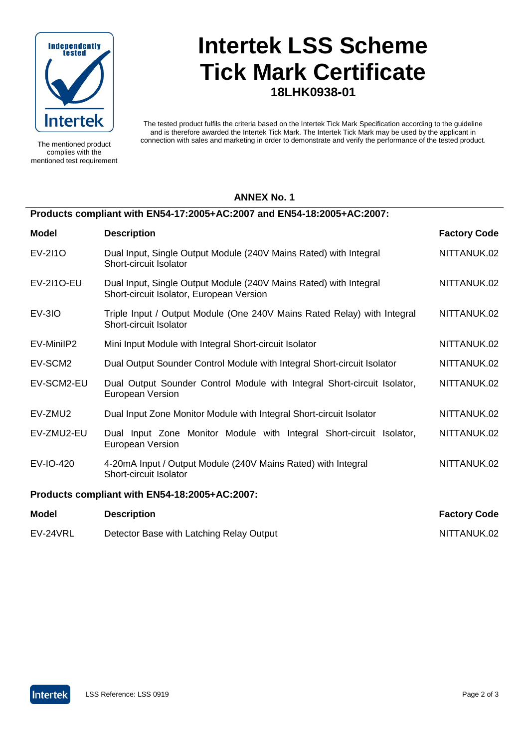# Intertek LSS Scheme Tick Mark Certificate

**18LHK0938-01**

The mentioned product complies with the mentioned test requirement

The tested product fulfils the criteria based on the Intertek Tick Mark Specification according to the guideline and is therefore awarded the Intertek Tick Mark. The Intertek Tick Mark may be used by the applicant in connection with sales and marketing in order to demonstrate and verify the performance of the tested product.

**ANNEX No. 1**

**Products compliant with EN54-17:2005+AC:2007 and EN54-18:2005+AC:2007:**

| Model | Description | Factory Code |
|---|---|---|
| EV-2I1O | Dual Input, Single Output Module (240V Mains Rated) with Integral Short-circuit Isolator | NITTANUK.02 |
| EV-2I1O-EU | Dual Input, Single Output Module (240V Mains Rated) with Integral Short-circuit Isolator, European Version | NITTANUK.02 |
| EV-3IO | Triple Input / Output Module (One 240V Mains Rated Relay) with Integral Short-circuit Isolator | NITTANUK.02 |
| EV-MiniIP2 | Mini Input Module with Integral Short-circuit Isolator | NITTANUK.02 |
| EV-SCM2 | Dual Output Sounder Control Module with Integral Short-circuit Isolator | NITTANUK.02 |
| EV-SCM2-EU | Dual Output Sounder Control Module with Integral Short-circuit Isolator, European Version | NITTANUK.02 |
| EV-ZMU2 | Dual Input Zone Monitor Module with Integral Short-circuit Isolator | NITTANUK.02 |
| EV-ZMU2-EU | Dual Input Zone Monitor Module with Integral Short-circuit Isolator, European Version | NITTANUK.02 |
| EV-IO-420 | 4-20mA Input / Output Module (240V Mains Rated) with Integral Short-circuit Isolator | NITTANUK.02 |

**Products compliant with EN54-18:2005+AC:2007:**

| Model | Description | Factory Code |
|---|---|---|
| EV-24VRL | Detector Base with Latching Relay Output | NITTANUK.02 |

LSS Reference: LSS 0919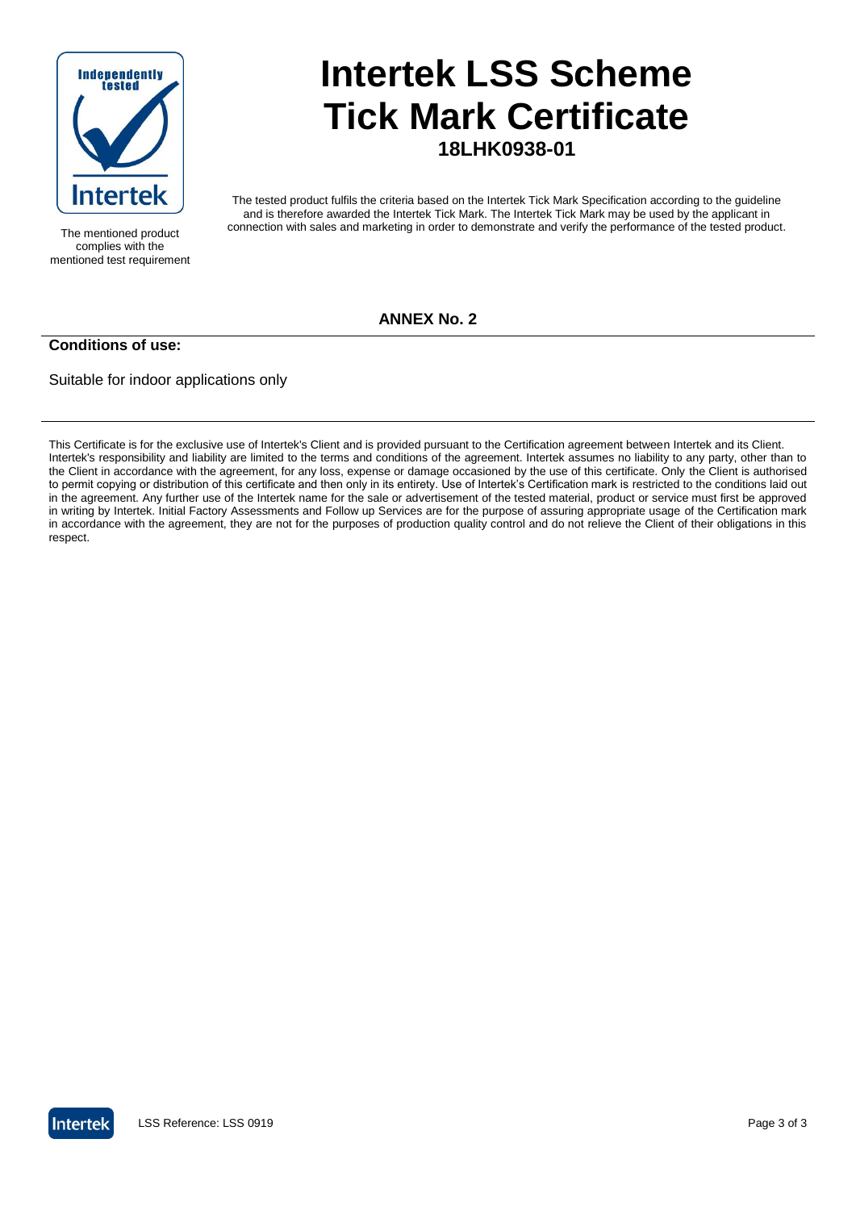Independently tested

Intertek

The mentioned product complies with the mentioned test requirement

# Intertek LSS Scheme Tick Mark Certificate

**18LHK0938-01**

The tested product fulfils the criteria based on the Intertek Tick Mark Specification according to the guideline and is therefore awarded the Intertek Tick Mark. The Intertek Tick Mark may be used by the applicant in connection with sales and marketing in order to demonstrate and verify the performance of the tested product.

## ANNEX No. 2

**Conditions of use:**

Suitable for indoor applications only

This Certificate is for the exclusive use of Intertek's Client and is provided pursuant to the Certification agreement between Intertek and its Client. Intertek's responsibility and liability are limited to the terms and conditions of the agreement. Intertek assumes no liability to any party, other than to the Client in accordance with the agreement, for any loss, expense or damage occasioned by the use of this certificate. Only the Client is authorised to permit copying or distribution of this certificate and then only in its entirety. Use of Intertek's Certification mark is restricted to the conditions laid out in the agreement. Any further use of the Intertek name for the sale or advertisement of the tested material, product or service must first be approved in writing by Intertek. Initial Factory Assessments and Follow up Services are for the purpose of assuring appropriate usage of the Certification mark in accordance with the agreement, they are not for the purposes of production quality control and do not relieve the Client of their obligations in this respect.

LSS Reference: LSS 0919